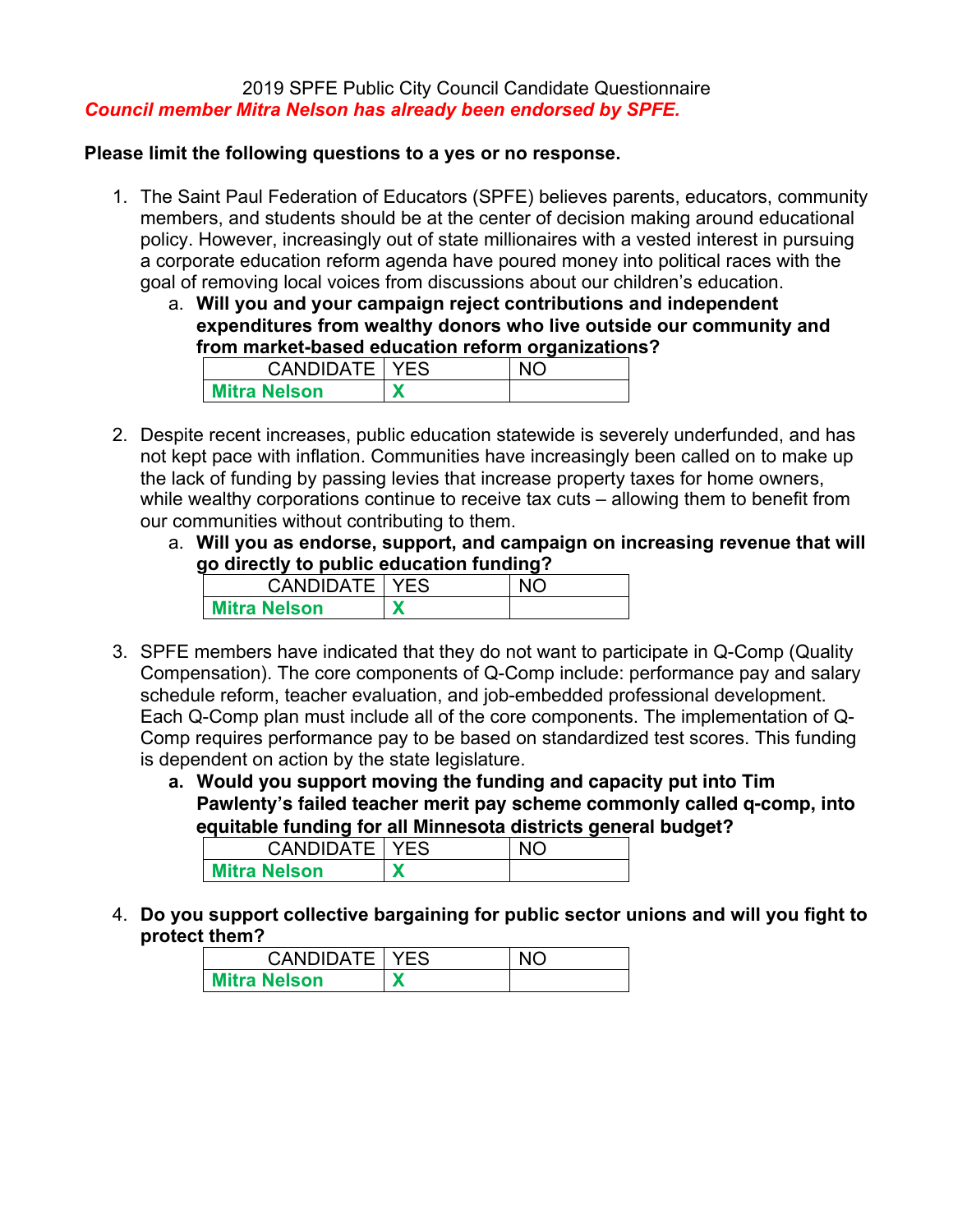2019 SPFE Public City Council Candidate Questionnaire

***Council member Mitra Nelson has already been endorsed by SPFE.***

**Please limit the following questions to a yes or no response.**

1. The Saint Paul Federation of Educators (SPFE) believes parents, educators, community members, and students should be at the center of decision making around educational policy. However, increasingly out of state millionaires with a vested interest in pursuing a corporate education reform agenda have poured money into political races with the goal of removing local voices from discussions about our children's education.
   a. **Will you and your campaign reject contributions and independent expenditures from wealthy donors who live outside our community and from market-based education reform organizations?**

| CANDIDATE | YES | NO |
|---|---|---|
| **Mitra Nelson** | **X** | |

2. Despite recent increases, public education statewide is severely underfunded, and has not kept pace with inflation. Communities have increasingly been called on to make up the lack of funding by passing levies that increase property taxes for home owners, while wealthy corporations continue to receive tax cuts – allowing them to benefit from our communities without contributing to them.
   a. **Will you as endorse, support, and campaign on increasing revenue that will go directly to public education funding?**

| CANDIDATE | YES | NO |
|---|---|---|
| **Mitra Nelson** | **X** | |

3. SPFE members have indicated that they do not want to participate in Q-Comp (Quality Compensation). The core components of Q-Comp include: performance pay and salary schedule reform, teacher evaluation, and job-embedded professional development. Each Q-Comp plan must include all of the core components. The implementation of Q-Comp requires performance pay to be based on standardized test scores. This funding is dependent on action by the state legislature.
   a. **Would you support moving the funding and capacity put into Tim Pawlenty's failed teacher merit pay scheme commonly called q-comp, into equitable funding for all Minnesota districts general budget?**

| CANDIDATE | YES | NO |
|---|---|---|
| **Mitra Nelson** | **X** | |

4. **Do you support collective bargaining for public sector unions and will you fight to protect them?**

| CANDIDATE | YES | NO |
|---|---|---|
| **Mitra Nelson** | **X** | |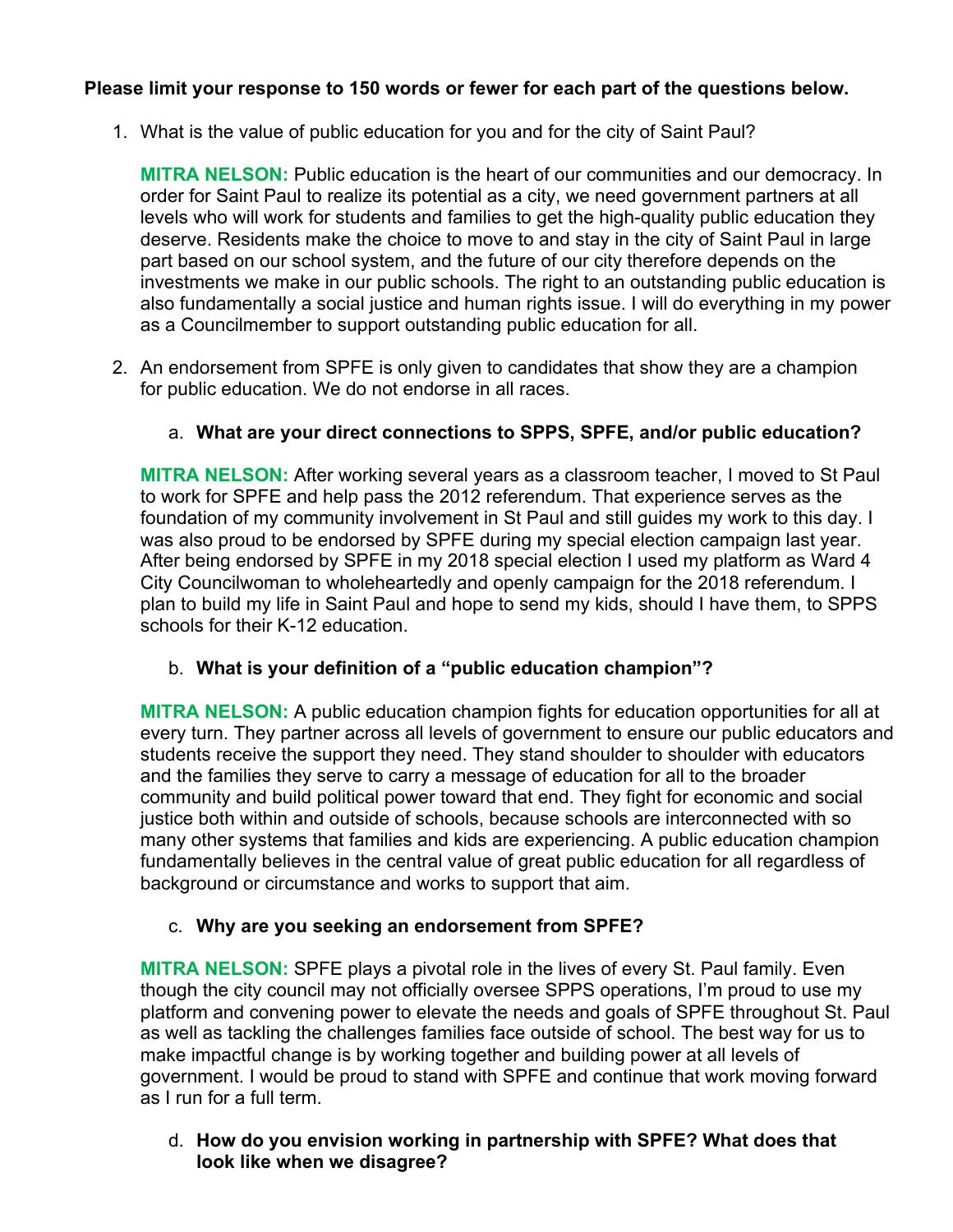**Please limit your response to 150 words or fewer for each part of the questions below.**

1. What is the value of public education for you and for the city of Saint Paul?

   **MITRA NELSON:** Public education is the heart of our communities and our democracy. In order for Saint Paul to realize its potential as a city, we need government partners at all levels who will work for students and families to get the high-quality public education they deserve. Residents make the choice to move to and stay in the city of Saint Paul in large part based on our school system, and the future of our city therefore depends on the investments we make in our public schools. The right to an outstanding public education is also fundamentally a social justice and human rights issue. I will do everything in my power as a Councilmember to support outstanding public education for all.

2. An endorsement from SPFE is only given to candidates that show they are a champion for public education. We do not endorse in all races.

   a. **What are your direct connections to SPPS, SPFE, and/or public education?**

   **MITRA NELSON:** After working several years as a classroom teacher, I moved to St Paul to work for SPFE and help pass the 2012 referendum. That experience serves as the foundation of my community involvement in St Paul and still guides my work to this day. I was also proud to be endorsed by SPFE during my special election campaign last year. After being endorsed by SPFE in my 2018 special election I used my platform as Ward 4 City Councilwoman to wholeheartedly and openly campaign for the 2018 referendum. I plan to build my life in Saint Paul and hope to send my kids, should I have them, to SPPS schools for their K-12 education.

   b. **What is your definition of a "public education champion"?**

   **MITRA NELSON:** A public education champion fights for education opportunities for all at every turn. They partner across all levels of government to ensure our public educators and students receive the support they need. They stand shoulder to shoulder with educators and the families they serve to carry a message of education for all to the broader community and build political power toward that end. They fight for economic and social justice both within and outside of schools, because schools are interconnected with so many other systems that families and kids are experiencing. A public education champion fundamentally believes in the central value of great public education for all regardless of background or circumstance and works to support that aim.

   c. **Why are you seeking an endorsement from SPFE?**

   **MITRA NELSON:** SPFE plays a pivotal role in the lives of every St. Paul family. Even though the city council may not officially oversee SPPS operations, I'm proud to use my platform and convening power to elevate the needs and goals of SPFE throughout St. Paul as well as tackling the challenges families face outside of school. The best way for us to make impactful change is by working together and building power at all levels of government. I would be proud to stand with SPFE and continue that work moving forward as I run for a full term.

   d. **How do you envision working in partnership with SPFE? What does that look like when we disagree?**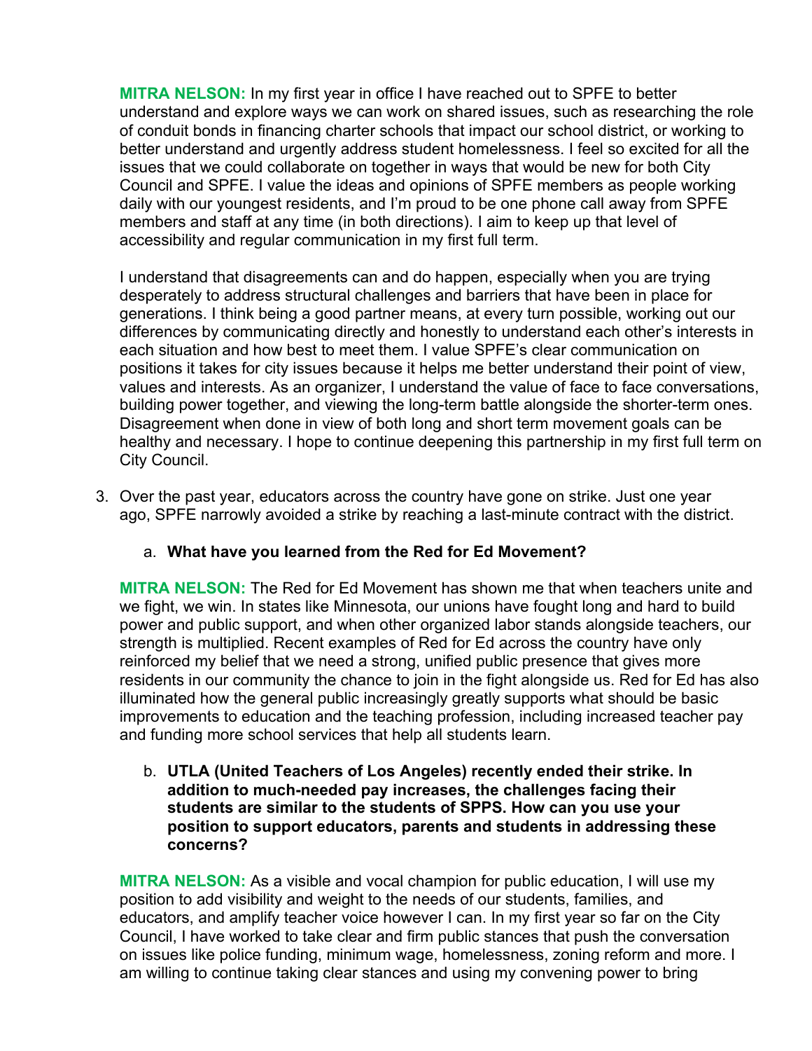**MITRA NELSON:** In my first year in office I have reached out to SPFE to better understand and explore ways we can work on shared issues, such as researching the role of conduit bonds in financing charter schools that impact our school district, or working to better understand and urgently address student homelessness. I feel so excited for all the issues that we could collaborate on together in ways that would be new for both City Council and SPFE. I value the ideas and opinions of SPFE members as people working daily with our youngest residents, and I'm proud to be one phone call away from SPFE members and staff at any time (in both directions). I aim to keep up that level of accessibility and regular communication in my first full term.

I understand that disagreements can and do happen, especially when you are trying desperately to address structural challenges and barriers that have been in place for generations. I think being a good partner means, at every turn possible, working out our differences by communicating directly and honestly to understand each other's interests in each situation and how best to meet them. I value SPFE's clear communication on positions it takes for city issues because it helps me better understand their point of view, values and interests. As an organizer, I understand the value of face to face conversations, building power together, and viewing the long-term battle alongside the shorter-term ones. Disagreement when done in view of both long and short term movement goals can be healthy and necessary. I hope to continue deepening this partnership in my first full term on City Council.

3. Over the past year, educators across the country have gone on strike. Just one year ago, SPFE narrowly avoided a strike by reaching a last-minute contract with the district.

   a. **What have you learned from the Red for Ed Movement?**

**MITRA NELSON:** The Red for Ed Movement has shown me that when teachers unite and we fight, we win. In states like Minnesota, our unions have fought long and hard to build power and public support, and when other organized labor stands alongside teachers, our strength is multiplied. Recent examples of Red for Ed across the country have only reinforced my belief that we need a strong, unified public presence that gives more residents in our community the chance to join in the fight alongside us. Red for Ed has also illuminated how the general public increasingly greatly supports what should be basic improvements to education and the teaching profession, including increased teacher pay and funding more school services that help all students learn.

   b. **UTLA (United Teachers of Los Angeles) recently ended their strike. In addition to much-needed pay increases, the challenges facing their students are similar to the students of SPPS. How can you use your position to support educators, parents and students in addressing these concerns?**

**MITRA NELSON:** As a visible and vocal champion for public education, I will use my position to add visibility and weight to the needs of our students, families, and educators, and amplify teacher voice however I can. In my first year so far on the City Council, I have worked to take clear and firm public stances that push the conversation on issues like police funding, minimum wage, homelessness, zoning reform and more. I am willing to continue taking clear stances and using my convening power to bring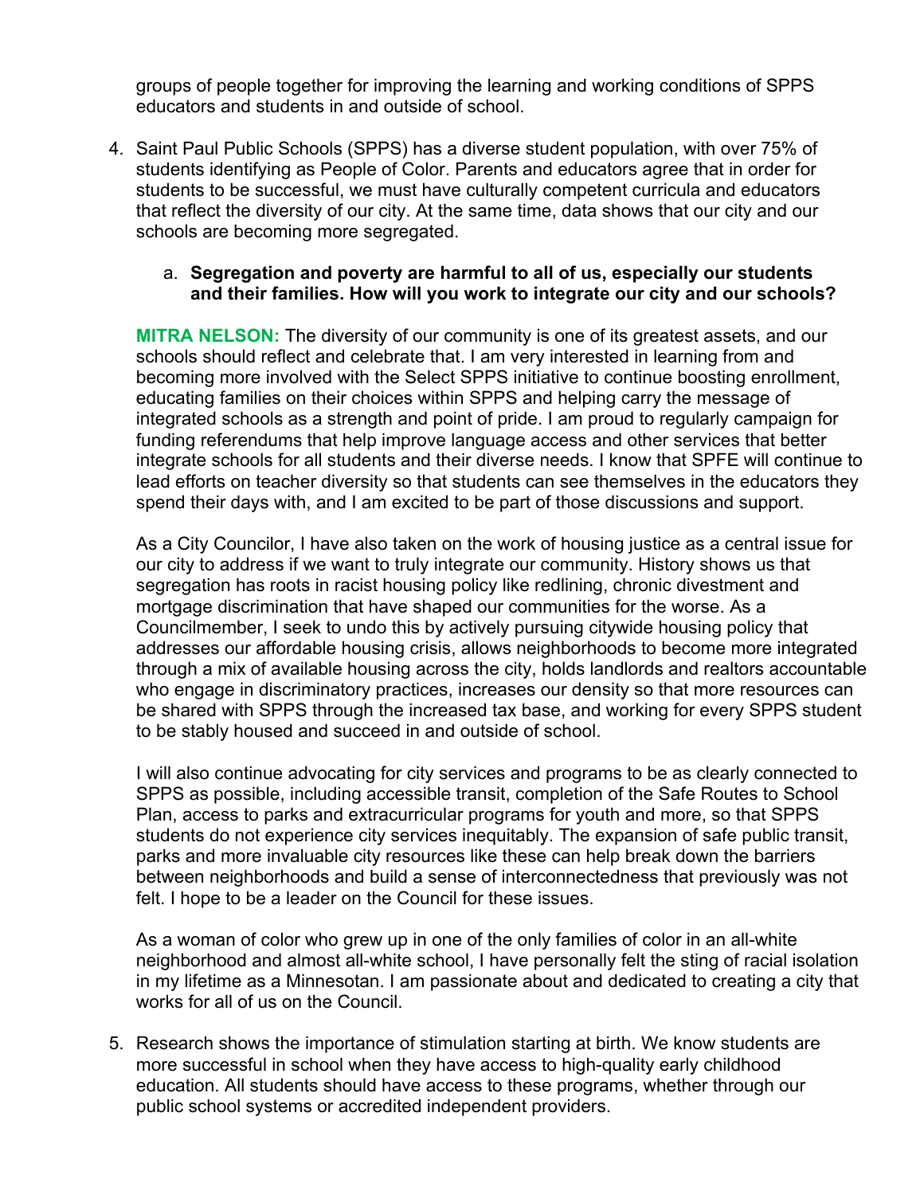groups of people together for improving the learning and working conditions of SPPS educators and students in and outside of school.

4. Saint Paul Public Schools (SPPS) has a diverse student population, with over 75% of students identifying as People of Color. Parents and educators agree that in order for students to be successful, we must have culturally competent curricula and educators that reflect the diversity of our city. At the same time, data shows that our city and our schools are becoming more segregated.

    a. **Segregation and poverty are harmful to all of us, especially our students and their families. How will you work to integrate our city and our schools?**

**MITRA NELSON:** The diversity of our community is one of its greatest assets, and our schools should reflect and celebrate that. I am very interested in learning from and becoming more involved with the Select SPPS initiative to continue boosting enrollment, educating families on their choices within SPPS and helping carry the message of integrated schools as a strength and point of pride. I am proud to regularly campaign for funding referendums that help improve language access and other services that better integrate schools for all students and their diverse needs. I know that SPFE will continue to lead efforts on teacher diversity so that students can see themselves in the educators they spend their days with, and I am excited to be part of those discussions and support.

As a City Councilor, I have also taken on the work of housing justice as a central issue for our city to address if we want to truly integrate our community. History shows us that segregation has roots in racist housing policy like redlining, chronic divestment and mortgage discrimination that have shaped our communities for the worse. As a Councilmember, I seek to undo this by actively pursuing citywide housing policy that addresses our affordable housing crisis, allows neighborhoods to become more integrated through a mix of available housing across the city, holds landlords and realtors accountable who engage in discriminatory practices, increases our density so that more resources can be shared with SPPS through the increased tax base, and working for every SPPS student to be stably housed and succeed in and outside of school.

I will also continue advocating for city services and programs to be as clearly connected to SPPS as possible, including accessible transit, completion of the Safe Routes to School Plan, access to parks and extracurricular programs for youth and more, so that SPPS students do not experience city services inequitably. The expansion of safe public transit, parks and more invaluable city resources like these can help break down the barriers between neighborhoods and build a sense of interconnectedness that previously was not felt. I hope to be a leader on the Council for these issues.

As a woman of color who grew up in one of the only families of color in an all-white neighborhood and almost all-white school, I have personally felt the sting of racial isolation in my lifetime as a Minnesotan. I am passionate about and dedicated to creating a city that works for all of us on the Council.

5. Research shows the importance of stimulation starting at birth. We know students are more successful in school when they have access to high-quality early childhood education. All students should have access to these programs, whether through our public school systems or accredited independent providers.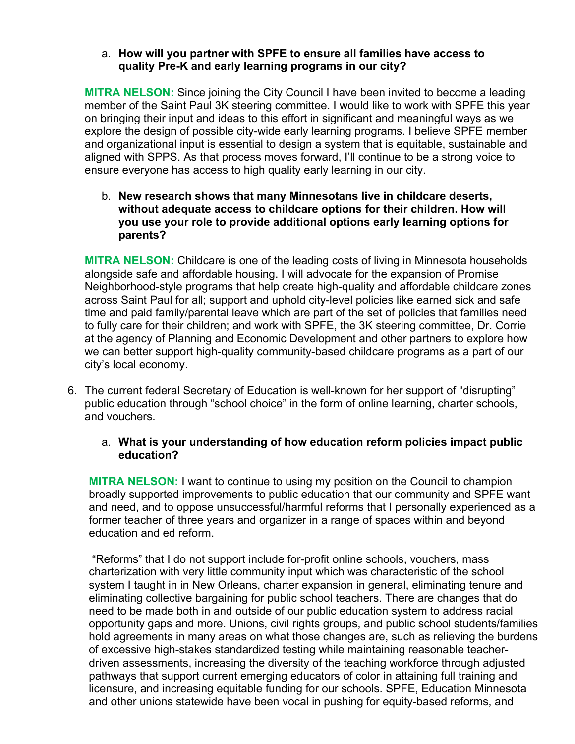a. **How will you partner with SPFE to ensure all families have access to quality Pre-K and early learning programs in our city?**

**MITRA NELSON:** Since joining the City Council I have been invited to become a leading member of the Saint Paul 3K steering committee. I would like to work with SPFE this year on bringing their input and ideas to this effort in significant and meaningful ways as we explore the design of possible city-wide early learning programs. I believe SPFE member and organizational input is essential to design a system that is equitable, sustainable and aligned with SPPS. As that process moves forward, I'll continue to be a strong voice to ensure everyone has access to high quality early learning in our city.

b. **New research shows that many Minnesotans live in childcare deserts, without adequate access to childcare options for their children. How will you use your role to provide additional options early learning options for parents?**

**MITRA NELSON:** Childcare is one of the leading costs of living in Minnesota households alongside safe and affordable housing. I will advocate for the expansion of Promise Neighborhood-style programs that help create high-quality and affordable childcare zones across Saint Paul for all; support and uphold city-level policies like earned sick and safe time and paid family/parental leave which are part of the set of policies that families need to fully care for their children; and work with SPFE, the 3K steering committee, Dr. Corrie at the agency of Planning and Economic Development and other partners to explore how we can better support high-quality community-based childcare programs as a part of our city's local economy.

6. The current federal Secretary of Education is well-known for her support of "disrupting" public education through "school choice" in the form of online learning, charter schools, and vouchers.

a. **What is your understanding of how education reform policies impact public education?**

**MITRA NELSON:** I want to continue to using my position on the Council to champion broadly supported improvements to public education that our community and SPFE want and need, and to oppose unsuccessful/harmful reforms that I personally experienced as a former teacher of three years and organizer in a range of spaces within and beyond education and ed reform.

"Reforms" that I do not support include for-profit online schools, vouchers, mass charterization with very little community input which was characteristic of the school system I taught in in New Orleans, charter expansion in general, eliminating tenure and eliminating collective bargaining for public school teachers. There are changes that do need to be made both in and outside of our public education system to address racial opportunity gaps and more. Unions, civil rights groups, and public school students/families hold agreements in many areas on what those changes are, such as relieving the burdens of excessive high-stakes standardized testing while maintaining reasonable teacher-driven assessments, increasing the diversity of the teaching workforce through adjusted pathways that support current emerging educators of color in attaining full training and licensure, and increasing equitable funding for our schools. SPFE, Education Minnesota and other unions statewide have been vocal in pushing for equity-based reforms, and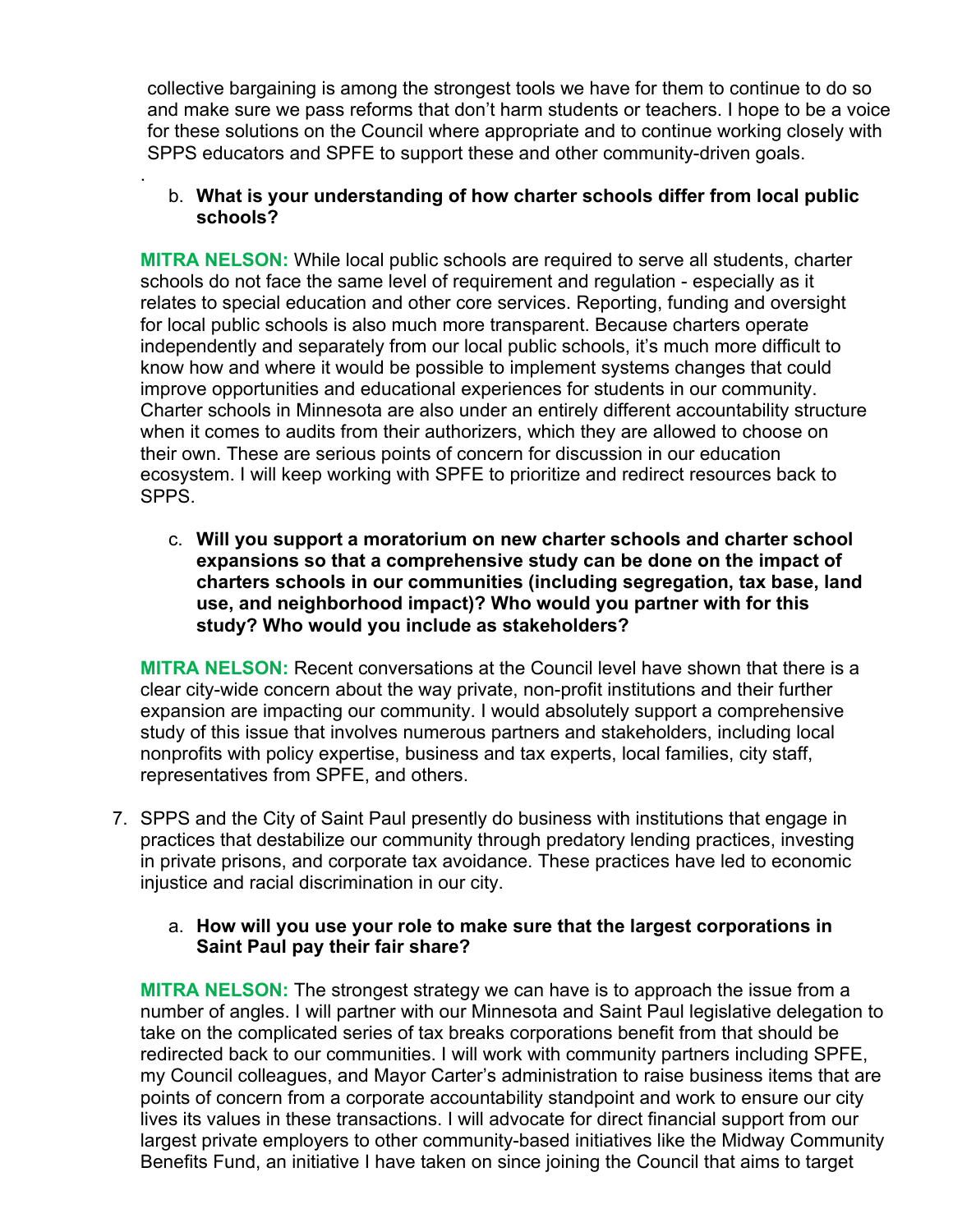collective bargaining is among the strongest tools we have for them to continue to do so and make sure we pass reforms that don't harm students or teachers. I hope to be a voice for these solutions on the Council where appropriate and to continue working closely with SPPS educators and SPFE to support these and other community-driven goals.

.

b. **What is your understanding of how charter schools differ from local public schools?**

**MITRA NELSON:** While local public schools are required to serve all students, charter schools do not face the same level of requirement and regulation - especially as it relates to special education and other core services. Reporting, funding and oversight for local public schools is also much more transparent. Because charters operate independently and separately from our local public schools, it's much more difficult to know how and where it would be possible to implement systems changes that could improve opportunities and educational experiences for students in our community. Charter schools in Minnesota are also under an entirely different accountability structure when it comes to audits from their authorizers, which they are allowed to choose on their own. These are serious points of concern for discussion in our education ecosystem. I will keep working with SPFE to prioritize and redirect resources back to SPPS.

c. **Will you support a moratorium on new charter schools and charter school expansions so that a comprehensive study can be done on the impact of charters schools in our communities (including segregation, tax base, land use, and neighborhood impact)? Who would you partner with for this study? Who would you include as stakeholders?**

**MITRA NELSON:** Recent conversations at the Council level have shown that there is a clear city-wide concern about the way private, non-profit institutions and their further expansion are impacting our community. I would absolutely support a comprehensive study of this issue that involves numerous partners and stakeholders, including local nonprofits with policy expertise, business and tax experts, local families, city staff, representatives from SPFE, and others.

7. SPPS and the City of Saint Paul presently do business with institutions that engage in practices that destabilize our community through predatory lending practices, investing in private prisons, and corporate tax avoidance. These practices have led to economic injustice and racial discrimination in our city.

   a. **How will you use your role to make sure that the largest corporations in Saint Paul pay their fair share?**

**MITRA NELSON:** The strongest strategy we can have is to approach the issue from a number of angles. I will partner with our Minnesota and Saint Paul legislative delegation to take on the complicated series of tax breaks corporations benefit from that should be redirected back to our communities. I will work with community partners including SPFE, my Council colleagues, and Mayor Carter's administration to raise business items that are points of concern from a corporate accountability standpoint and work to ensure our city lives its values in these transactions. I will advocate for direct financial support from our largest private employers to other community-based initiatives like the Midway Community Benefits Fund, an initiative I have taken on since joining the Council that aims to target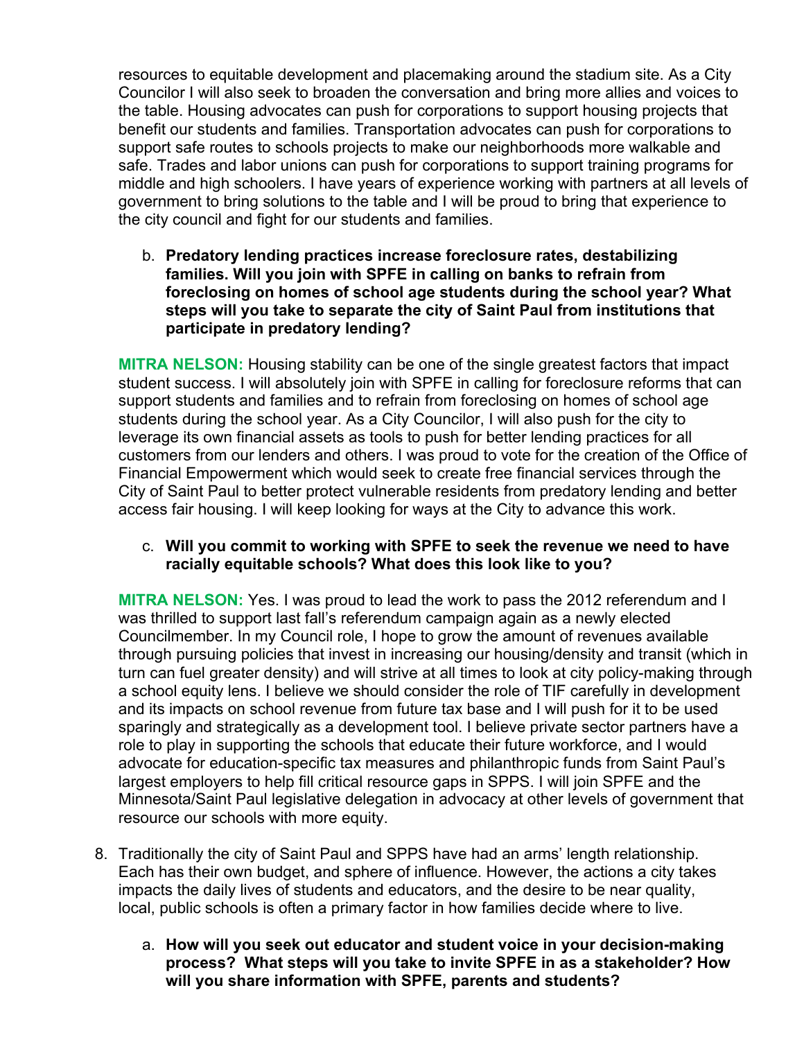resources to equitable development and placemaking around the stadium site. As a City Councilor I will also seek to broaden the conversation and bring more allies and voices to the table. Housing advocates can push for corporations to support housing projects that benefit our students and families. Transportation advocates can push for corporations to support safe routes to schools projects to make our neighborhoods more walkable and safe. Trades and labor unions can push for corporations to support training programs for middle and high schoolers. I have years of experience working with partners at all levels of government to bring solutions to the table and I will be proud to bring that experience to the city council and fight for our students and families.

b. **Predatory lending practices increase foreclosure rates, destabilizing families. Will you join with SPFE in calling on banks to refrain from foreclosing on homes of school age students during the school year? What steps will you take to separate the city of Saint Paul from institutions that participate in predatory lending?**

**MITRA NELSON:** Housing stability can be one of the single greatest factors that impact student success. I will absolutely join with SPFE in calling for foreclosure reforms that can support students and families and to refrain from foreclosing on homes of school age students during the school year. As a City Councilor, I will also push for the city to leverage its own financial assets as tools to push for better lending practices for all customers from our lenders and others. I was proud to vote for the creation of the Office of Financial Empowerment which would seek to create free financial services through the City of Saint Paul to better protect vulnerable residents from predatory lending and better access fair housing. I will keep looking for ways at the City to advance this work.

c. **Will you commit to working with SPFE to seek the revenue we need to have racially equitable schools? What does this look like to you?**

**MITRA NELSON:** Yes. I was proud to lead the work to pass the 2012 referendum and I was thrilled to support last fall's referendum campaign again as a newly elected Councilmember. In my Council role, I hope to grow the amount of revenues available through pursuing policies that invest in increasing our housing/density and transit (which in turn can fuel greater density) and will strive at all times to look at city policy-making through a school equity lens. I believe we should consider the role of TIF carefully in development and its impacts on school revenue from future tax base and I will push for it to be used sparingly and strategically as a development tool. I believe private sector partners have a role to play in supporting the schools that educate their future workforce, and I would advocate for education-specific tax measures and philanthropic funds from Saint Paul's largest employers to help fill critical resource gaps in SPPS. I will join SPFE and the Minnesota/Saint Paul legislative delegation in advocacy at other levels of government that resource our schools with more equity.

8. Traditionally the city of Saint Paul and SPPS have had an arms' length relationship. Each has their own budget, and sphere of influence. However, the actions a city takes impacts the daily lives of students and educators, and the desire to be near quality, local, public schools is often a primary factor in how families decide where to live.

   a. **How will you seek out educator and student voice in your decision-making process? What steps will you take to invite SPFE in as a stakeholder? How will you share information with SPFE, parents and students?**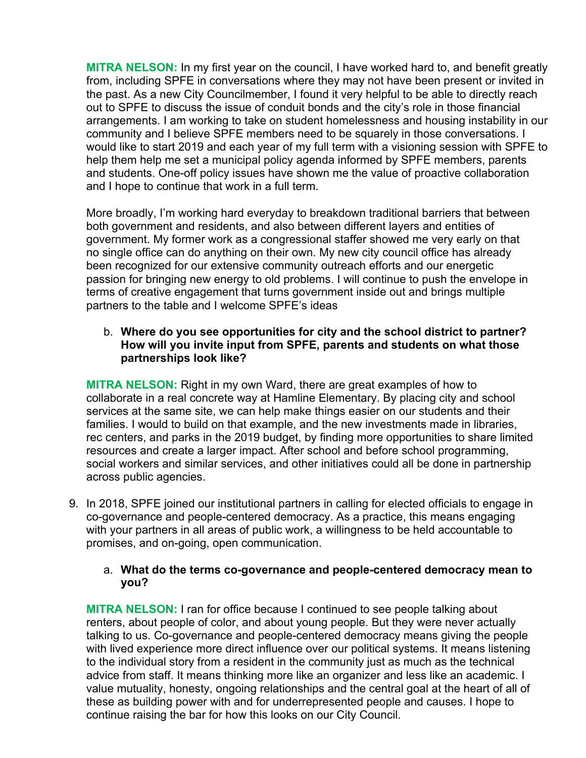**MITRA NELSON:** In my first year on the council, I have worked hard to, and benefit greatly from, including SPFE in conversations where they may not have been present or invited in the past. As a new City Councilmember, I found it very helpful to be able to directly reach out to SPFE to discuss the issue of conduit bonds and the city's role in those financial arrangements. I am working to take on student homelessness and housing instability in our community and I believe SPFE members need to be squarely in those conversations. I would like to start 2019 and each year of my full term with a visioning session with SPFE to help them help me set a municipal policy agenda informed by SPFE members, parents and students. One-off policy issues have shown me the value of proactive collaboration and I hope to continue that work in a full term.

More broadly, I'm working hard everyday to breakdown traditional barriers that between both government and residents, and also between different layers and entities of government. My former work as a congressional staffer showed me very early on that no single office can do anything on their own. My new city council office has already been recognized for our extensive community outreach efforts and our energetic passion for bringing new energy to old problems. I will continue to push the envelope in terms of creative engagement that turns government inside out and brings multiple partners to the table and I welcome SPFE's ideas

b. **Where do you see opportunities for city and the school district to partner? How will you invite input from SPFE, parents and students on what those partnerships look like?**

**MITRA NELSON:** Right in my own Ward, there are great examples of how to collaborate in a real concrete way at Hamline Elementary. By placing city and school services at the same site, we can help make things easier on our students and their families. I would to build on that example, and the new investments made in libraries, rec centers, and parks in the 2019 budget, by finding more opportunities to share limited resources and create a larger impact. After school and before school programming, social workers and similar services, and other initiatives could all be done in partnership across public agencies.

9. In 2018, SPFE joined our institutional partners in calling for elected officials to engage in co-governance and people-centered democracy. As a practice, this means engaging with your partners in all areas of public work, a willingness to be held accountable to promises, and on-going, open communication.

a. **What do the terms co-governance and people-centered democracy mean to you?**

**MITRA NELSON:** I ran for office because I continued to see people talking about renters, about people of color, and about young people. But they were never actually talking to us. Co-governance and people-centered democracy means giving the people with lived experience more direct influence over our political systems. It means listening to the individual story from a resident in the community just as much as the technical advice from staff. It means thinking more like an organizer and less like an academic. I value mutuality, honesty, ongoing relationships and the central goal at the heart of all of these as building power with and for underrepresented people and causes. I hope to continue raising the bar for how this looks on our City Council.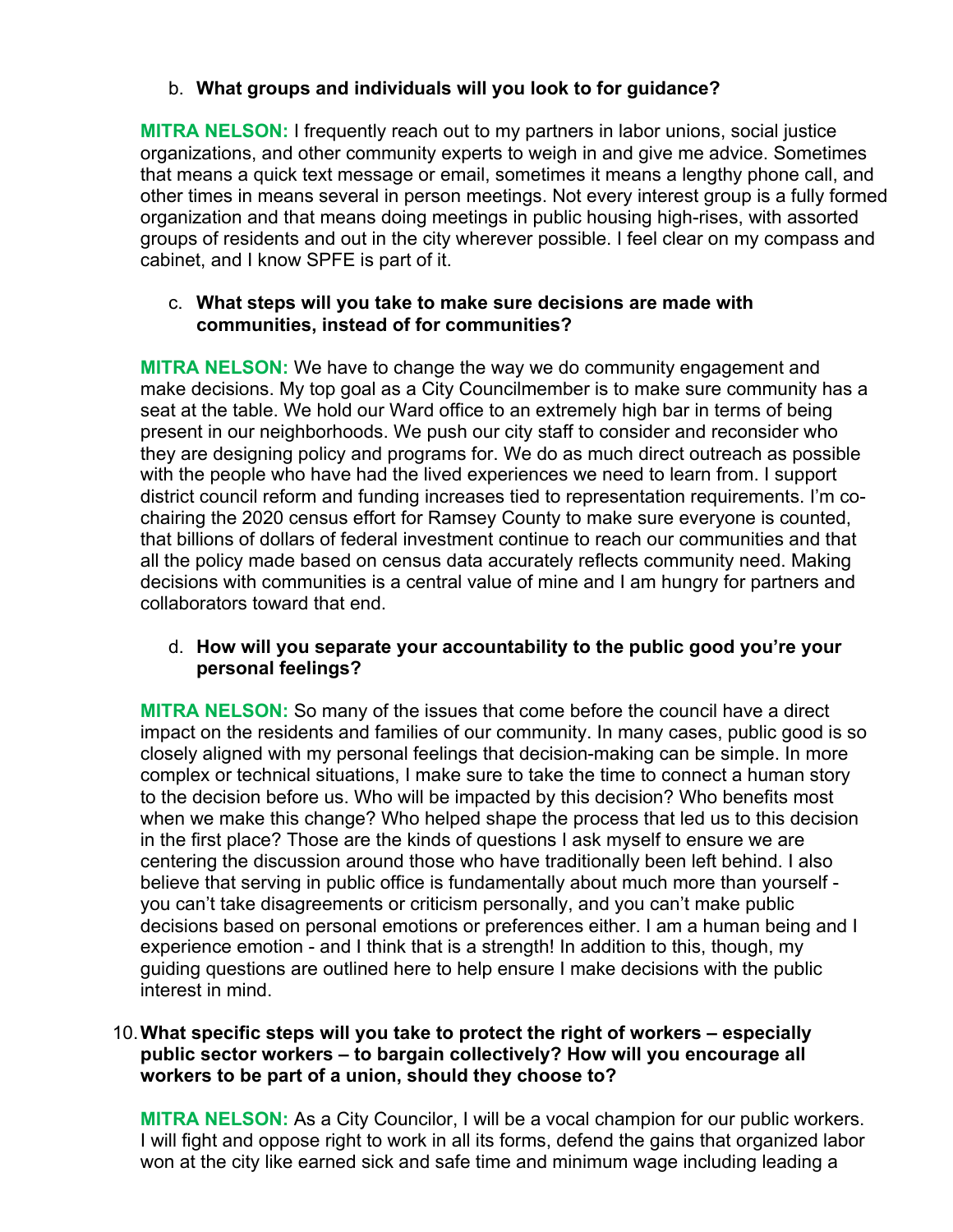b. **What groups and individuals will you look to for guidance?**

**MITRA NELSON:** I frequently reach out to my partners in labor unions, social justice organizations, and other community experts to weigh in and give me advice. Sometimes that means a quick text message or email, sometimes it means a lengthy phone call, and other times in means several in person meetings. Not every interest group is a fully formed organization and that means doing meetings in public housing high-rises, with assorted groups of residents and out in the city wherever possible. I feel clear on my compass and cabinet, and I know SPFE is part of it.

c. **What steps will you take to make sure decisions are made with communities, instead of for communities?**

**MITRA NELSON:** We have to change the way we do community engagement and make decisions. My top goal as a City Councilmember is to make sure community has a seat at the table. We hold our Ward office to an extremely high bar in terms of being present in our neighborhoods. We push our city staff to consider and reconsider who they are designing policy and programs for. We do as much direct outreach as possible with the people who have had the lived experiences we need to learn from. I support district council reform and funding increases tied to representation requirements. I'm co-chairing the 2020 census effort for Ramsey County to make sure everyone is counted, that billions of dollars of federal investment continue to reach our communities and that all the policy made based on census data accurately reflects community need. Making decisions with communities is a central value of mine and I am hungry for partners and collaborators toward that end.

d. **How will you separate your accountability to the public good you're your personal feelings?**

**MITRA NELSON:** So many of the issues that come before the council have a direct impact on the residents and families of our community. In many cases, public good is so closely aligned with my personal feelings that decision-making can be simple. In more complex or technical situations, I make sure to take the time to connect a human story to the decision before us. Who will be impacted by this decision? Who benefits most when we make this change? Who helped shape the process that led us to this decision in the first place? Those are the kinds of questions I ask myself to ensure we are centering the discussion around those who have traditionally been left behind. I also believe that serving in public office is fundamentally about much more than yourself - you can't take disagreements or criticism personally, and you can't make public decisions based on personal emotions or preferences either. I am a human being and I experience emotion - and I think that is a strength! In addition to this, though, my guiding questions are outlined here to help ensure I make decisions with the public interest in mind.

10. **What specific steps will you take to protect the right of workers – especially public sector workers – to bargain collectively? How will you encourage all workers to be part of a union, should they choose to?**

**MITRA NELSON:** As a City Councilor, I will be a vocal champion for our public workers. I will fight and oppose right to work in all its forms, defend the gains that organized labor won at the city like earned sick and safe time and minimum wage including leading a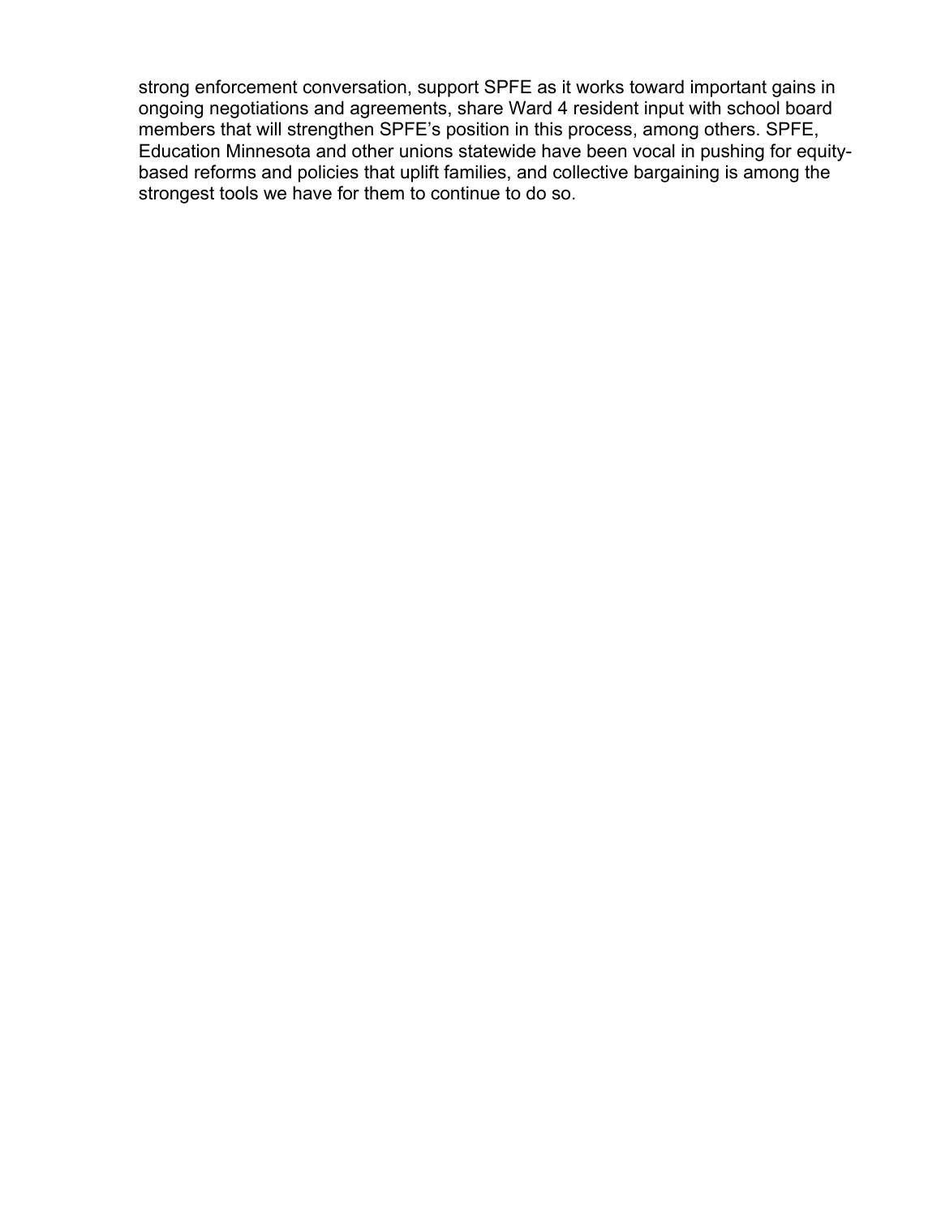strong enforcement conversation, support SPFE as it works toward important gains in ongoing negotiations and agreements, share Ward 4 resident input with school board members that will strengthen SPFE's position in this process, among others. SPFE, Education Minnesota and other unions statewide have been vocal in pushing for equity-based reforms and policies that uplift families, and collective bargaining is among the strongest tools we have for them to continue to do so.